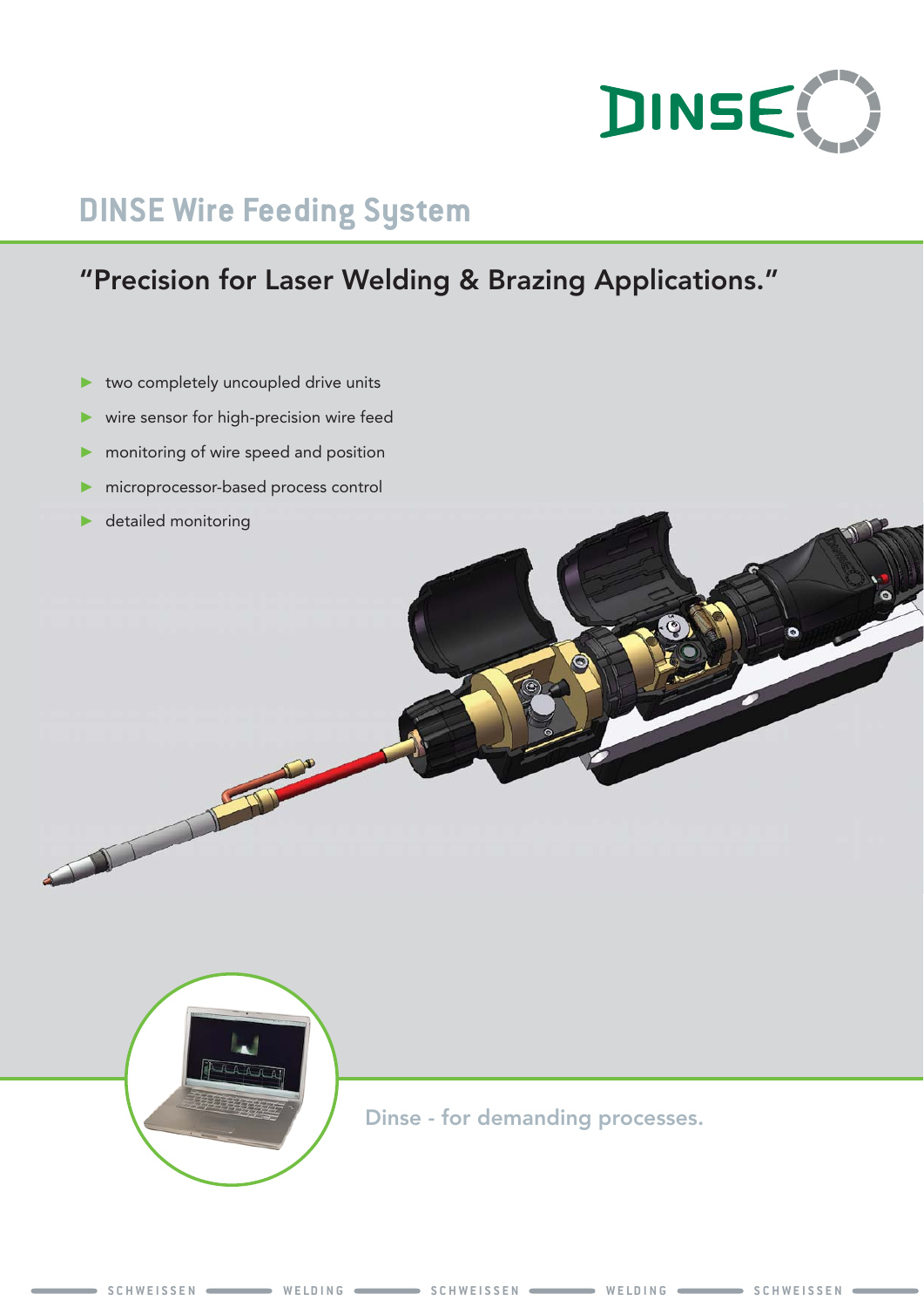# DINSE Wire Feeding System

## "Precision for Laser Welding & Brazing Applications."

- two completely uncoupled drive units
- wire sensor for high-precision wire feed
- monitoring of wire speed and position
- microprocessor-based process control
- detailed monitoring

Dinse - for demanding processes.

SCHWEISSEN — WELDING — SCHWEISSEN — WELDING — SCHWEISSEN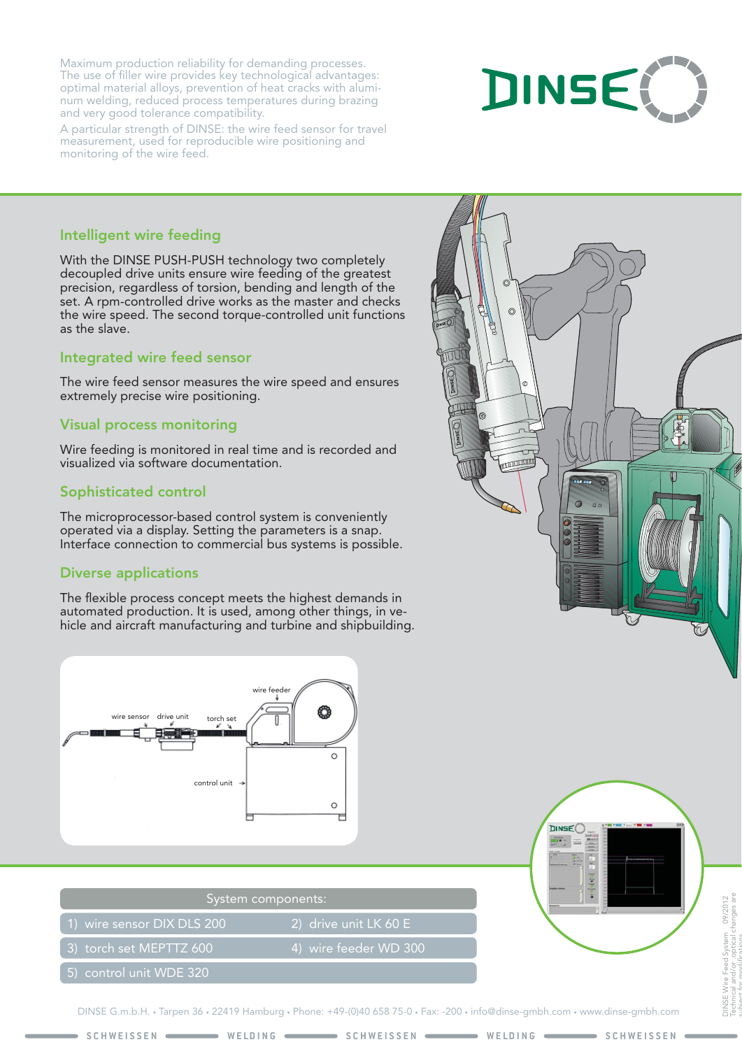Maximum production reliability for demanding processes. The use of filler wire provides key technological advantages: optimal material alloys, prevention of heat cracks with aluminum welding, reduced process temperatures during brazing and very good tolerance compatibility.

A particular strength of DINSE: the wire feed sensor for travel measurement, used for reproducible wire positioning and monitoring of the wire feed.

## Intelligent wire feeding

With the DINSE PUSH-PUSH technology two completely decoupled drive units ensure wire feeding of the greatest precision, regardless of torsion, bending and length of the set. A rpm-controlled drive works as the master and checks the wire speed. The second torque-controlled unit functions as the slave.

## Integrated wire feed sensor

The wire feed sensor measures the wire speed and ensures extremely precise wire positioning.

## Visual process monitoring

Wire feeding is monitored in real time and is recorded and visualized via software documentation.

## Sophisticated control

The microprocessor-based control system is conveniently operated via a display. Setting the parameters is a snap. Interface connection to commercial bus systems is possible.

## Diverse applications

The flexible process concept meets the highest demands in automated production. It is used, among other things, in vehicle and aircraft manufacturing and turbine and shipbuilding.

wire feeder

wire sensor

drive unit

torch set

control unit

| System components: | |
| --- | --- |
| 1) wire sensor DIX DLS 200 | 2) drive unit LK 60 E |
| 3) torch set MEPTTZ 600 | 4) wire feeder WD 300 |
| 5) control unit WDE 320 | |

DINSE G.m.b.H. • Tarpen 36 • 22419 Hamburg • Phone: +49-(0)40 658 75-0 • Fax: -200 • info@dinse-gmbh.com • www.dinse-gmbh.com

DINSE Wire Feed System 09/2012
Technical and/or optical changes are subject for modifications.